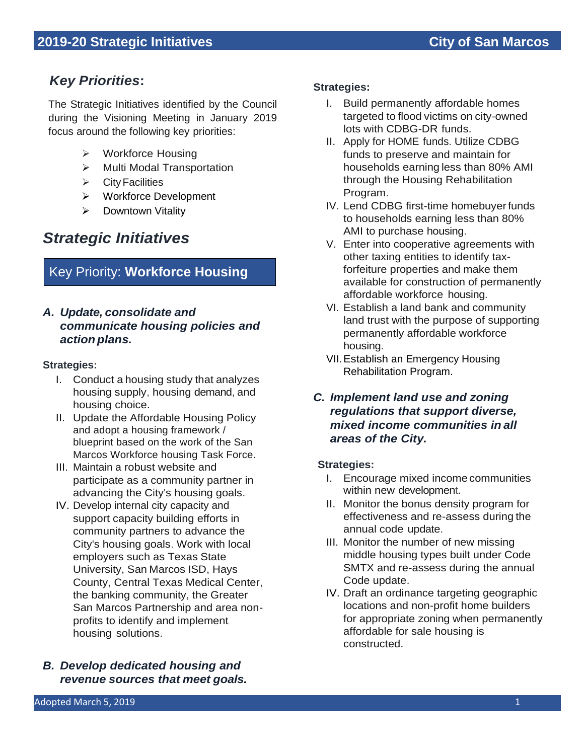## *Key Priorities*:

The Strategic Initiatives identified by the Council during the Visioning Meeting in January 2019 focus around the following key priorities:

- Workforce Housing
- Multi Modal Transportation
- City Facilities
- Workforce Development
- Downtown Vitality

# *Strategic Initiatives*

## Key Priority: **Workforce Housing**

### *A. Update, consolidate and communicate housing policies and action plans.*

**Strategies:**

I. Conduct a housing study that analyzes housing supply, housing demand, and housing choice.

II. Update the Affordable Housing Policy and adopt a housing framework / blueprint based on the work of the San Marcos Workforce housing Task Force.

III. Maintain a robust website and participate as a community partner in advancing the City's housing goals.

IV. Develop internal city capacity and support capacity building efforts in community partners to advance the City's housing goals. Work with local employers such as Texas State University, San Marcos ISD, Hays County, Central Texas Medical Center, the banking community, the Greater San Marcos Partnership and area non-profits to identify and implement housing solutions.

### *B. Develop dedicated housing and revenue sources that meet goals.*

**Strategies:**

I. Build permanently affordable homes targeted to flood victims on city-owned lots with CDBG-DR funds.

II. Apply for HOME funds. Utilize CDBG funds to preserve and maintain for households earning less than 80% AMI through the Housing Rehabilitation Program.

IV. Lend CDBG first-time homebuyer funds to households earning less than 80% AMI to purchase housing.

V. Enter into cooperative agreements with other taxing entities to identify tax-forfeiture properties and make them available for construction of permanently affordable workforce housing.

VI. Establish a land bank and community land trust with the purpose of supporting permanently affordable workforce housing.

VII. Establish an Emergency Housing Rehabilitation Program.

### *C. Implement land use and zoning regulations that support diverse, mixed income communities in all areas of the City.*

**Strategies:**

I. Encourage mixed income communities within new development.

II. Monitor the bonus density program for effectiveness and re-assess during the annual code update.

III. Monitor the number of new missing middle housing types built under Code SMTX and re-assess during the annual Code update.

IV. Draft an ordinance targeting geographic locations and non-profit home builders for appropriate zoning when permanently affordable for sale housing is constructed.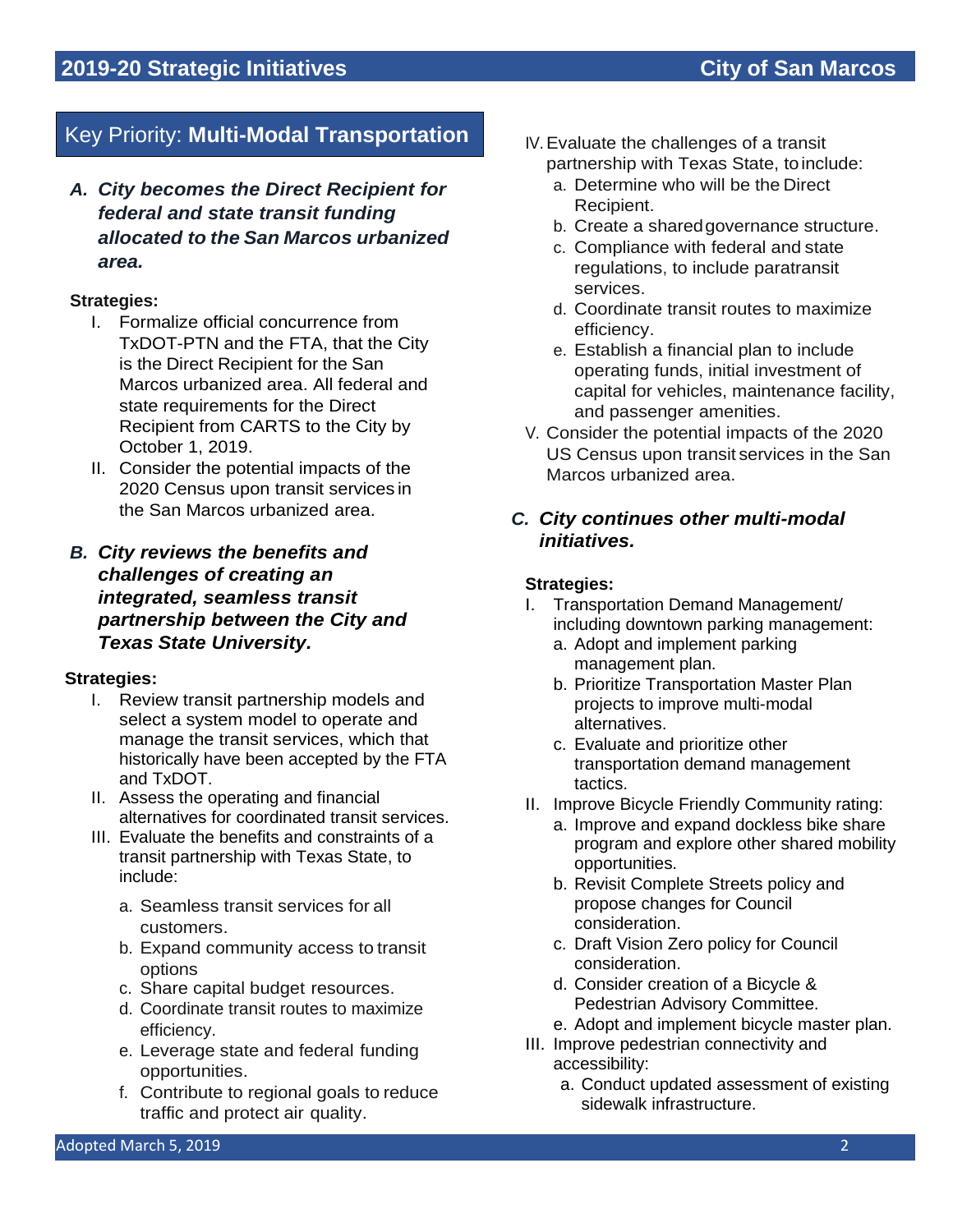## Key Priority: **Multi-Modal Transportation**

### *A. City becomes the Direct Recipient for federal and state transit funding allocated to the San Marcos urbanized area.*

**Strategies:**

I. Formalize official concurrence from TxDOT-PTN and the FTA, that the City is the Direct Recipient for the San Marcos urbanized area. All federal and state requirements for the Direct Recipient from CARTS to the City by October 1, 2019.

II. Consider the potential impacts of the 2020 Census upon transit services in the San Marcos urbanized area.

### *B. City reviews the benefits and challenges of creating an integrated, seamless transit partnership between the City and Texas State University.*

**Strategies:**

I. Review transit partnership models and select a system model to operate and manage the transit services, which that historically have been accepted by the FTA and TxDOT.

II. Assess the operating and financial alternatives for coordinated transit services.

III. Evaluate the benefits and constraints of a transit partnership with Texas State, to include:
   - a. Seamless transit services for all customers.
   - b. Expand community access to transit options
   - c. Share capital budget resources.
   - d. Coordinate transit routes to maximize efficiency.
   - e. Leverage state and federal funding opportunities.
   - f. Contribute to regional goals to reduce traffic and protect air quality.

IV. Evaluate the challenges of a transit partnership with Texas State, to include:
   - a. Determine who will be the Direct Recipient.
   - b. Create a shared governance structure.
   - c. Compliance with federal and state regulations, to include paratransit services.
   - d. Coordinate transit routes to maximize efficiency.
   - e. Establish a financial plan to include operating funds, initial investment of capital for vehicles, maintenance facility, and passenger amenities.

V. Consider the potential impacts of the 2020 US Census upon transit services in the San Marcos urbanized area.

### *C. City continues other multi-modal initiatives.*

**Strategies:**

I. Transportation Demand Management/ including downtown parking management:
   - a. Adopt and implement parking management plan.
   - b. Prioritize Transportation Master Plan projects to improve multi-modal alternatives.
   - c. Evaluate and prioritize other transportation demand management tactics.

II. Improve Bicycle Friendly Community rating:
   - a. Improve and expand dockless bike share program and explore other shared mobility opportunities.
   - b. Revisit Complete Streets policy and propose changes for Council consideration.
   - c. Draft Vision Zero policy for Council consideration.
   - d. Consider creation of a Bicycle & Pedestrian Advisory Committee.
   - e. Adopt and implement bicycle master plan.

III. Improve pedestrian connectivity and accessibility:
   - a. Conduct updated assessment of existing sidewalk infrastructure.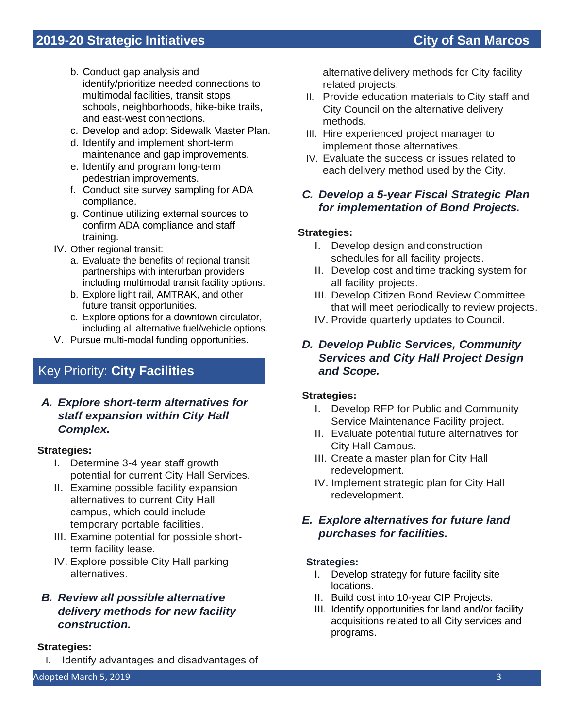b. Conduct gap analysis and identify/prioritize needed connections to multimodal facilities, transit stops, schools, neighborhoods, hike-bike trails, and east-west connections.
c. Develop and adopt Sidewalk Master Plan.
d. Identify and implement short-term maintenance and gap improvements.
e. Identify and program long-term pedestrian improvements.
f. Conduct site survey sampling for ADA compliance.
g. Continue utilizing external sources to confirm ADA compliance and staff training.

IV. Other regional transit:
   a. Evaluate the benefits of regional transit partnerships with interurban providers including multimodal transit facility options.
   b. Explore light rail, AMTRAK, and other future transit opportunities.
   c. Explore options for a downtown circulator, including all alternative fuel/vehicle options.

V. Pursue multi-modal funding opportunities.

## Key Priority: **City Facilities**

### *A. Explore short-term alternatives for staff expansion within City Hall Complex.*

**Strategies:**

I. Determine 3-4 year staff growth potential for current City Hall Services.
II. Examine possible facility expansion alternatives to current City Hall campus, which could include temporary portable facilities.
III. Examine potential for possible short-term facility lease.
IV. Explore possible City Hall parking alternatives.

### *B. Review all possible alternative delivery methods for new facility construction.*

**Strategies:**

I. Identify advantages and disadvantages of alternative delivery methods for City facility related projects.
II. Provide education materials to City staff and City Council on the alternative delivery methods.
III. Hire experienced project manager to implement those alternatives.
IV. Evaluate the success or issues related to each delivery method used by the City.

### *C. Develop a 5-year Fiscal Strategic Plan for implementation of Bond Projects.*

**Strategies:**

I. Develop design and construction schedules for all facility projects.
II. Develop cost and time tracking system for all facility projects.
III. Develop Citizen Bond Review Committee that will meet periodically to review projects.
IV. Provide quarterly updates to Council.

### *D. Develop Public Services, Community Services and City Hall Project Design and Scope.*

**Strategies:**

I. Develop RFP for Public and Community Service Maintenance Facility project.
II. Evaluate potential future alternatives for City Hall Campus.
III. Create a master plan for City Hall redevelopment.
IV. Implement strategic plan for City Hall redevelopment.

### *E. Explore alternatives for future land purchases for facilities.*

**Strategies:**

I. Develop strategy for future facility site locations.
II. Build cost into 10-year CIP Projects.
III. Identify opportunities for land and/or facility acquisitions related to all City services and programs.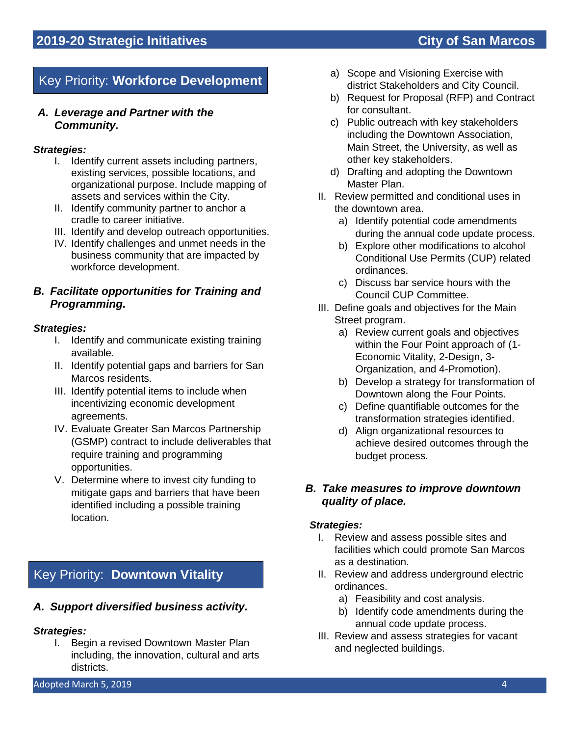## Key Priority: **Workforce Development**

### *A. Leverage and Partner with the Community.*

***Strategies:***

I. Identify current assets including partners, existing services, possible locations, and organizational purpose. Include mapping of assets and services within the City.

II. Identify community partner to anchor a cradle to career initiative.

III. Identify and develop outreach opportunities.

IV. Identify challenges and unmet needs in the business community that are impacted by workforce development.

### *B. Facilitate opportunities for Training and Programming.*

***Strategies:***

I. Identify and communicate existing training available.

II. Identify potential gaps and barriers for San Marcos residents.

III. Identify potential items to include when incentivizing economic development agreements.

IV. Evaluate Greater San Marcos Partnership (GSMP) contract to include deliverables that require training and programming opportunities.

V. Determine where to invest city funding to mitigate gaps and barriers that have been identified including a possible training location.

## Key Priority: **Downtown Vitality**

### *A. Support diversified business activity.*

***Strategies:***

I. Begin a revised Downtown Master Plan including, the innovation, cultural and arts districts.
   - a) Scope and Visioning Exercise with district Stakeholders and City Council.
   - b) Request for Proposal (RFP) and Contract for consultant.
   - c) Public outreach with key stakeholders including the Downtown Association, Main Street, the University, as well as other key stakeholders.
   - d) Drafting and adopting the Downtown Master Plan.

II. Review permitted and conditional uses in the downtown area.
   - a) Identify potential code amendments during the annual code update process.
   - b) Explore other modifications to alcohol Conditional Use Permits (CUP) related ordinances.
   - c) Discuss bar service hours with the Council CUP Committee.

III. Define goals and objectives for the Main Street program.
   - a) Review current goals and objectives within the Four Point approach of (1-Economic Vitality, 2-Design, 3-Organization, and 4-Promotion).
   - b) Develop a strategy for transformation of Downtown along the Four Points.
   - c) Define quantifiable outcomes for the transformation strategies identified.
   - d) Align organizational resources to achieve desired outcomes through the budget process.

### *B. Take measures to improve downtown quality of place.*

***Strategies:***

I. Review and assess possible sites and facilities which could promote San Marcos as a destination.

II. Review and address underground electric ordinances.
   - a) Feasibility and cost analysis.
   - b) Identify code amendments during the annual code update process.

III. Review and assess strategies for vacant and neglected buildings.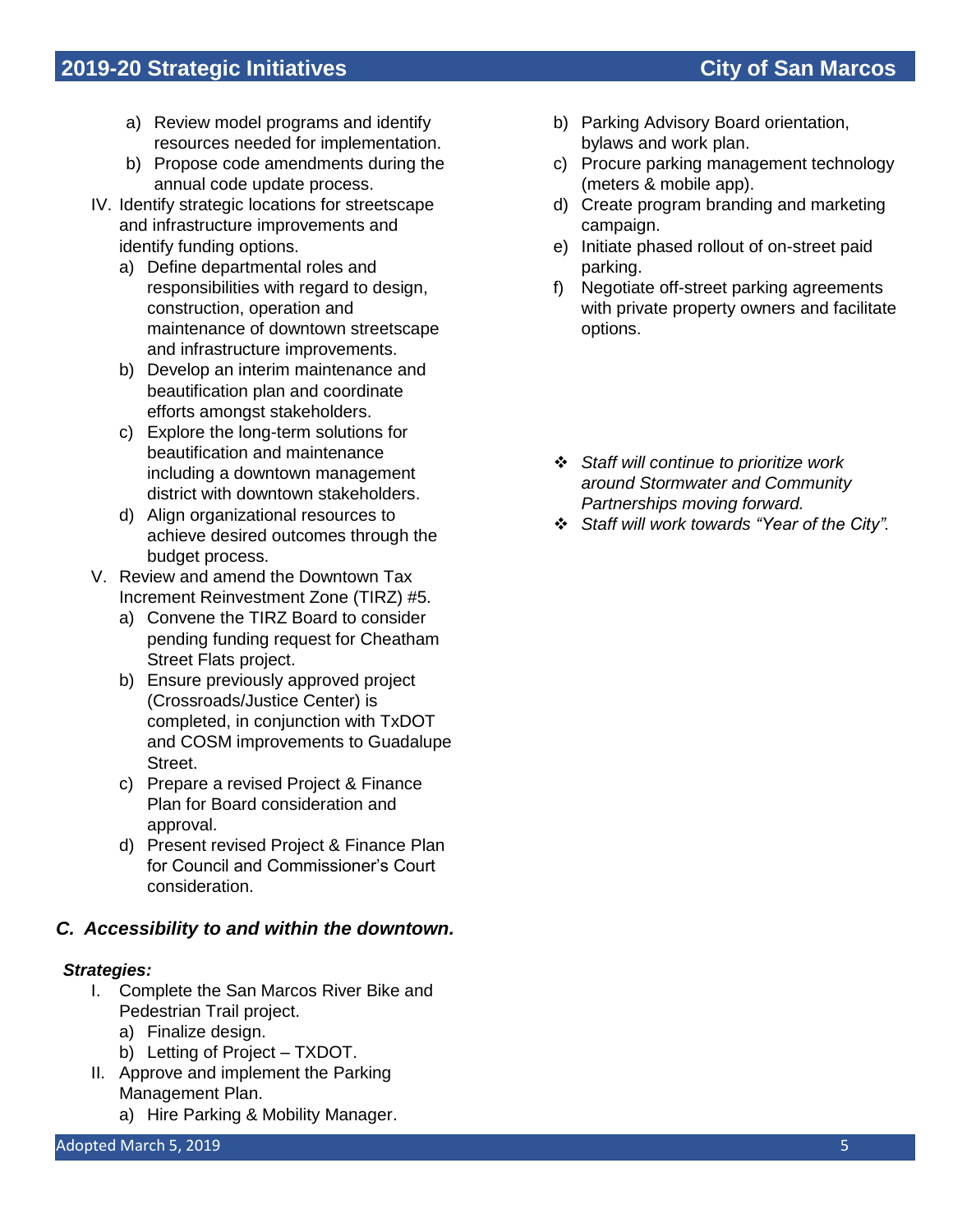a) Review model programs and identify resources needed for implementation.
b) Propose code amendments during the annual code update process.

IV. Identify strategic locations for streetscape and infrastructure improvements and identify funding options.
   a) Define departmental roles and responsibilities with regard to design, construction, operation and maintenance of downtown streetscape and infrastructure improvements.
   b) Develop an interim maintenance and beautification plan and coordinate efforts amongst stakeholders.
   c) Explore the long-term solutions for beautification and maintenance including a downtown management district with downtown stakeholders.
   d) Align organizational resources to achieve desired outcomes through the budget process.

V. Review and amend the Downtown Tax Increment Reinvestment Zone (TIRZ) #5.
   a) Convene the TIRZ Board to consider pending funding request for Cheatham Street Flats project.
   b) Ensure previously approved project (Crossroads/Justice Center) is completed, in conjunction with TxDOT and COSM improvements to Guadalupe Street.
   c) Prepare a revised Project & Finance Plan for Board consideration and approval.
   d) Present revised Project & Finance Plan for Council and Commissioner's Court consideration.

### *C. Accessibility to and within the downtown.*

***Strategies:***

I. Complete the San Marcos River Bike and Pedestrian Trail project.
   a) Finalize design.
   b) Letting of Project – TXDOT.

II. Approve and implement the Parking Management Plan.
   a) Hire Parking & Mobility Manager.
   b) Parking Advisory Board orientation, bylaws and work plan.
   c) Procure parking management technology (meters & mobile app).
   d) Create program branding and marketing campaign.
   e) Initiate phased rollout of on-street paid parking.
   f) Negotiate off-street parking agreements with private property owners and facilitate options.

- *Staff will continue to prioritize work around Stormwater and Community Partnerships moving forward.*
- *Staff will work towards "Year of the City".*